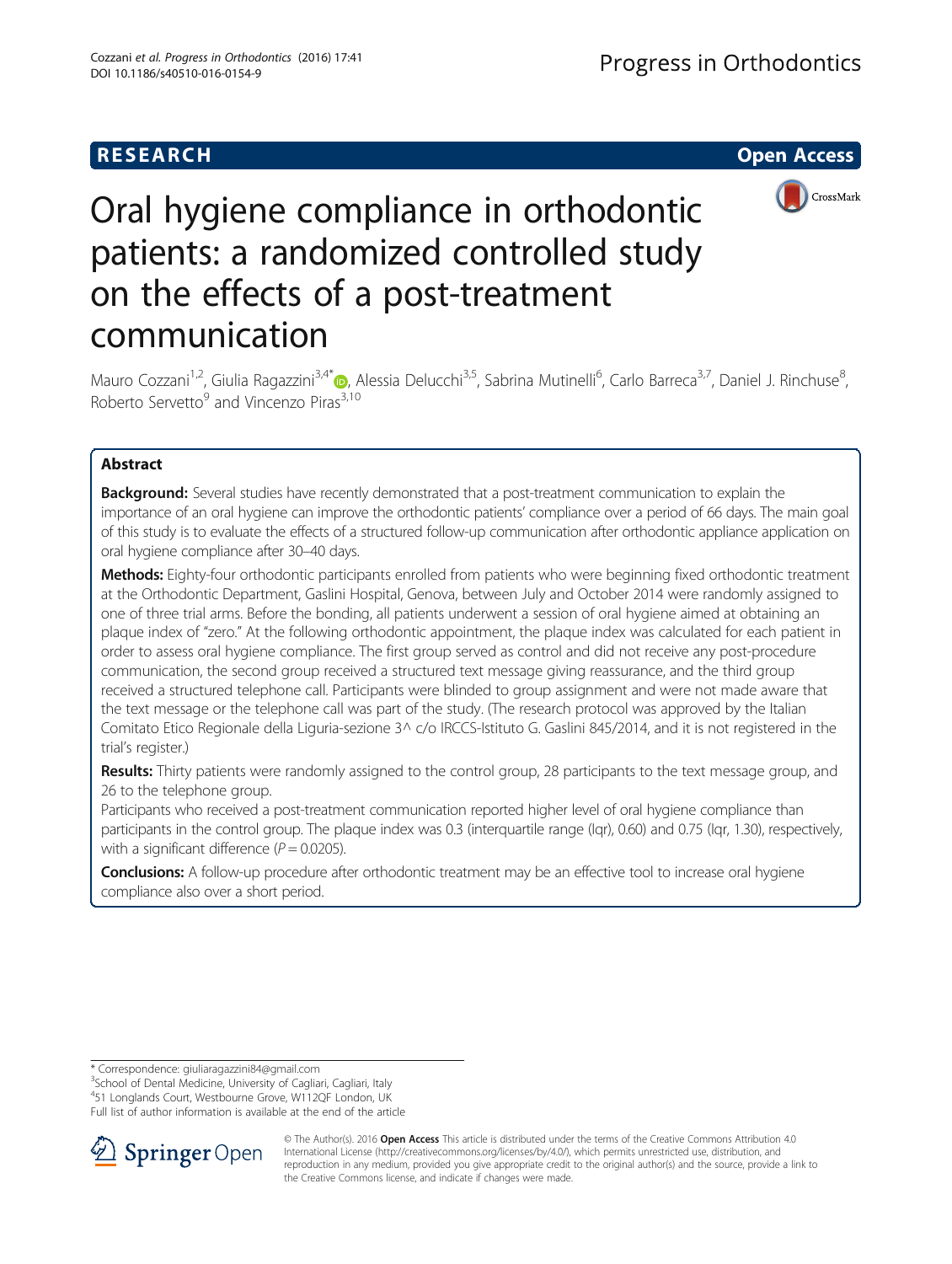RESEARCH Open Access

# Oral hygiene compliance in orthodontic patients: a randomized controlled study on the effects of a post-treatment communication

Mauro Cozzani[1,2], Giulia Ragazzini[3,4*], Alessia Delucchi[3,5], Sabrina Mutinelli[6], Carlo Barreca[3,7], Daniel J. Rinchuse[8], Roberto Servetto[9] and Vincenzo Piras[3,10]

## Abstract

**Background:** Several studies have recently demonstrated that a post-treatment communication to explain the importance of an oral hygiene can improve the orthodontic patients' compliance over a period of 66 days. The main goal of this study is to evaluate the effects of a structured follow-up communication after orthodontic appliance application on oral hygiene compliance after 30–40 days.

**Methods:** Eighty-four orthodontic participants enrolled from patients who were beginning fixed orthodontic treatment at the Orthodontic Department, Gaslini Hospital, Genova, between July and October 2014 were randomly assigned to one of three trial arms. Before the bonding, all patients underwent a session of oral hygiene aimed at obtaining an plaque index of "zero." At the following orthodontic appointment, the plaque index was calculated for each patient in order to assess oral hygiene compliance. The first group served as control and did not receive any post-procedure communication, the second group received a structured text message giving reassurance, and the third group received a structured telephone call. Participants were blinded to group assignment and were not made aware that the text message or the telephone call was part of the study. (The research protocol was approved by the Italian Comitato Etico Regionale della Liguria-sezione 3^ c/o IRCCS-Istituto G. Gaslini 845/2014, and it is not registered in the trial's register.)

**Results:** Thirty patients were randomly assigned to the control group, 28 participants to the text message group, and 26 to the telephone group.

Participants who received a post-treatment communication reported higher level of oral hygiene compliance than participants in the control group. The plaque index was 0.3 (interquartile range (Iqr), 0.60) and 0.75 (Iqr, 1.30), respectively, with a significant difference ($P = 0.0205$).

**Conclusions:** A follow-up procedure after orthodontic treatment may be an effective tool to increase oral hygiene compliance also over a short period.

\* Correspondence: giuliaragazzini84@gmail.com
[3]School of Dental Medicine, University of Cagliari, Cagliari, Italy
[4]51 Longlands Court, Westbourne Grove, W112QF London, UK
Full list of author information is available at the end of the article

© The Author(s). 2016 **Open Access** This article is distributed under the terms of the Creative Commons Attribution 4.0 International License (http://creativecommons.org/licenses/by/4.0/), which permits unrestricted use, distribution, and reproduction in any medium, provided you give appropriate credit to the original author(s) and the source, provide a link to the Creative Commons license, and indicate if changes were made.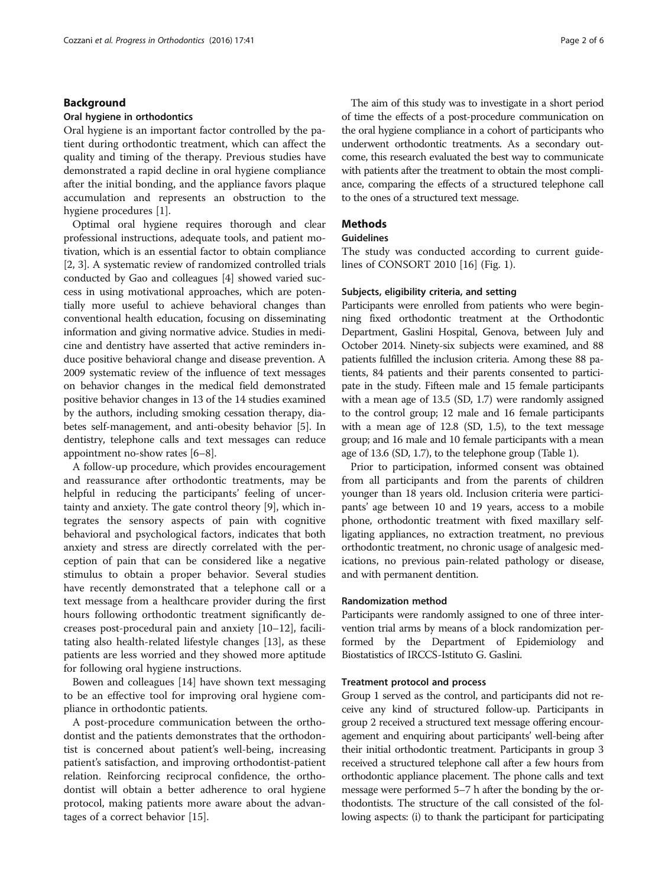## Background

### Oral hygiene in orthodontics

Oral hygiene is an important factor controlled by the patient during orthodontic treatment, which can affect the quality and timing of the therapy. Previous studies have demonstrated a rapid decline in oral hygiene compliance after the initial bonding, and the appliance favors plaque accumulation and represents an obstruction to the hygiene procedures [1].

Optimal oral hygiene requires thorough and clear professional instructions, adequate tools, and patient motivation, which is an essential factor to obtain compliance [2, 3]. A systematic review of randomized controlled trials conducted by Gao and colleagues [4] showed varied success in using motivational approaches, which are potentially more useful to achieve behavioral changes than conventional health education, focusing on disseminating information and giving normative advice. Studies in medicine and dentistry have asserted that active reminders induce positive behavioral change and disease prevention. A 2009 systematic review of the influence of text messages on behavior changes in the medical field demonstrated positive behavior changes in 13 of the 14 studies examined by the authors, including smoking cessation therapy, diabetes self-management, and anti-obesity behavior [5]. In dentistry, telephone calls and text messages can reduce appointment no-show rates [6–8].

A follow-up procedure, which provides encouragement and reassurance after orthodontic treatments, may be helpful in reducing the participants' feeling of uncertainty and anxiety. The gate control theory [9], which integrates the sensory aspects of pain with cognitive behavioral and psychological factors, indicates that both anxiety and stress are directly correlated with the perception of pain that can be considered like a negative stimulus to obtain a proper behavior. Several studies have recently demonstrated that a telephone call or a text message from a healthcare provider during the first hours following orthodontic treatment significantly decreases post-procedural pain and anxiety [10–12], facilitating also health-related lifestyle changes [13], as these patients are less worried and they showed more aptitude for following oral hygiene instructions.

Bowen and colleagues [14] have shown text messaging to be an effective tool for improving oral hygiene compliance in orthodontic patients.

A post-procedure communication between the orthodontist and the patients demonstrates that the orthodontist is concerned about patient's well-being, increasing patient's satisfaction, and improving orthodontist-patient relation. Reinforcing reciprocal confidence, the orthodontist will obtain a better adherence to oral hygiene protocol, making patients more aware about the advantages of a correct behavior [15].

The aim of this study was to investigate in a short period of time the effects of a post-procedure communication on the oral hygiene compliance in a cohort of participants who underwent orthodontic treatments. As a secondary outcome, this research evaluated the best way to communicate with patients after the treatment to obtain the most compliance, comparing the effects of a structured telephone call to the ones of a structured text message.

## Methods

### Guidelines

The study was conducted according to current guidelines of CONSORT 2010 [16] (Fig. 1).

#### Subjects, eligibility criteria, and setting

Participants were enrolled from patients who were beginning fixed orthodontic treatment at the Orthodontic Department, Gaslini Hospital, Genova, between July and October 2014. Ninety-six subjects were examined, and 88 patients fulfilled the inclusion criteria. Among these 88 patients, 84 patients and their parents consented to participate in the study. Fifteen male and 15 female participants with a mean age of 13.5 (SD, 1.7) were randomly assigned to the control group; 12 male and 16 female participants with a mean age of 12.8 (SD, 1.5), to the text message group; and 16 male and 10 female participants with a mean age of 13.6 (SD, 1.7), to the telephone group (Table 1).

Prior to participation, informed consent was obtained from all participants and from the parents of children younger than 18 years old. Inclusion criteria were participants' age between 10 and 19 years, access to a mobile phone, orthodontic treatment with fixed maxillary self-ligating appliances, no extraction treatment, no previous orthodontic treatment, no chronic usage of analgesic medications, no previous pain-related pathology or disease, and with permanent dentition.

#### Randomization method

Participants were randomly assigned to one of three intervention trial arms by means of a block randomization performed by the Department of Epidemiology and Biostatistics of IRCCS-Istituto G. Gaslini.

#### Treatment protocol and process

Group 1 served as the control, and participants did not receive any kind of structured follow-up. Participants in group 2 received a structured text message offering encouragement and enquiring about participants' well-being after their initial orthodontic treatment. Participants in group 3 received a structured telephone call after a few hours from orthodontic appliance placement. The phone calls and text message were performed 5–7 h after the bonding by the orthodontists. The structure of the call consisted of the following aspects: (i) to thank the participant for participating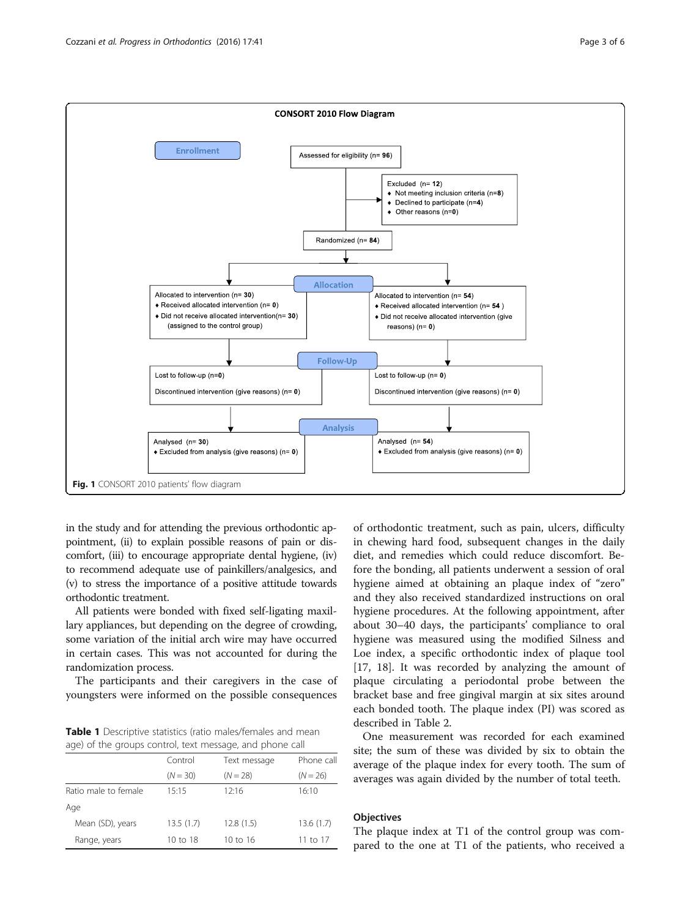**CONSORT 2010 Flow Diagram**

**Enrollment**

Assessed for eligibility (n= **96**)

Excluded (n= **12**)
- Not meeting inclusion criteria (n=**8**)
- Declined to participate (n=**4**)
- Other reasons (n=**0**)

Randomized (n= **84**)

**Allocation**

Allocated to intervention (n= **30**)
- Received allocated intervention (n= **0**)
- Did not receive allocated intervention(n= **30**) (assigned to the control group)

Allocated to intervention (n= **54**)
- Received allocated intervention (n= **54** )
- Did not receive allocated intervention (give reasons) (n= **0**)

**Follow-Up**

Lost to follow-up (n=**0**)

Discontinued intervention (give reasons) (n= **0**)

Lost to follow-up (n= **0**)

Discontinued intervention (give reasons) (n= **0**)

**Analysis**

Analysed (n= **30**)
- Excluded from analysis (give reasons) (n= **0**)

Analysed (n= **54**)
- Excluded from analysis (give reasons) (n= **0**)

**Fig. 1** CONSORT 2010 patients' flow diagram

in the study and for attending the previous orthodontic appointment, (ii) to explain possible reasons of pain or discomfort, (iii) to encourage appropriate dental hygiene, (iv) to recommend adequate use of painkillers/analgesics, and (v) to stress the importance of a positive attitude towards orthodontic treatment.

All patients were bonded with fixed self-ligating maxillary appliances, but depending on the degree of crowding, some variation of the initial arch wire may have occurred in certain cases. This was not accounted for during the randomization process.

The participants and their caregivers in the case of youngsters were informed on the possible consequences of orthodontic treatment, such as pain, ulcers, difficulty in chewing hard food, subsequent changes in the daily diet, and remedies which could reduce discomfort. Before the bonding, all patients underwent a session of oral hygiene aimed at obtaining an plaque index of "zero" and they also received standardized instructions on oral hygiene procedures. At the following appointment, after about 30–40 days, the participants' compliance to oral hygiene was measured using the modified Silness and Loe index, a specific orthodontic index of plaque tool [17, 18]. It was recorded by analyzing the amount of plaque circulating a periodontal probe between the bracket base and free gingival margin at six sites around each bonded tooth. The plaque index (PI) was scored as described in Table 2.

One measurement was recorded for each examined site; the sum of these was divided by six to obtain the average of the plaque index for every tooth. The sum of averages was again divided by the number of total teeth.

**Table 1** Descriptive statistics (ratio males/females and mean age) of the groups control, text message, and phone call

| | Control ($N = 30$) | Text message ($N = 28$) | Phone call ($N = 26$) |
|---|---|---|---|
| Ratio male to female | 15:15 | 12:16 | 16:10 |
| Age | | | |
| Mean (SD), years | 13.5 (1.7) | 12.8 (1.5) | 13.6 (1.7) |
| Range, years | 10 to 18 | 10 to 16 | 11 to 17 |

### Objectives

The plaque index at T1 of the control group was compared to the one at T1 of the patients, who received a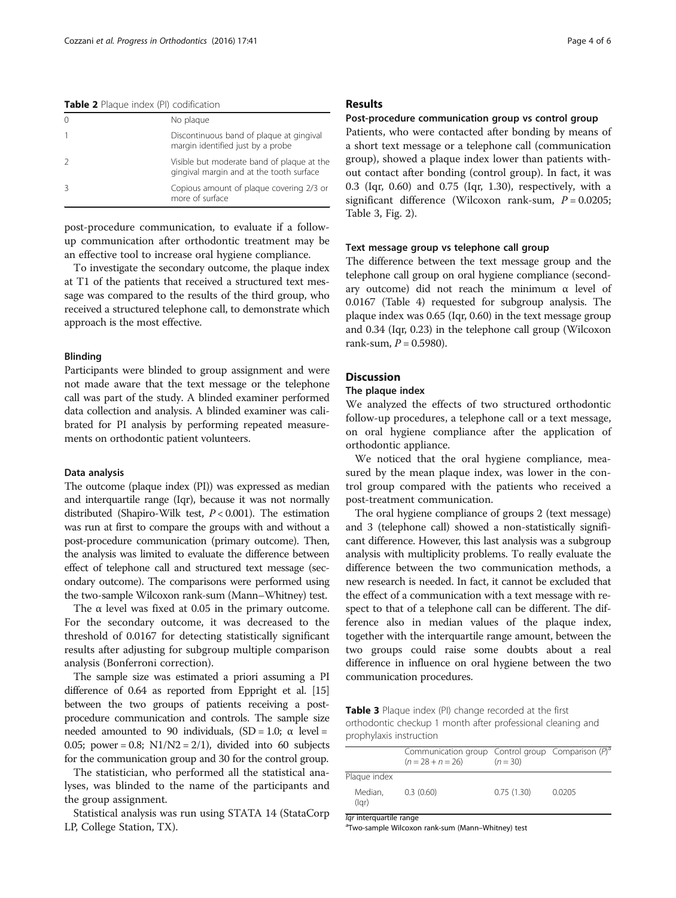**Table 2** Plaque index (PI) codification

| | |
|---|---|
| 0 | No plaque |
| 1 | Discontinuous band of plaque at gingival margin identified just by a probe |
| 2 | Visible but moderate band of plaque at the gingival margin and at the tooth surface |
| 3 | Copious amount of plaque covering 2/3 or more of surface |

post-procedure communication, to evaluate if a follow-up communication after orthodontic treatment may be an effective tool to increase oral hygiene compliance.

To investigate the secondary outcome, the plaque index at T1 of the patients that received a structured text message was compared to the results of the third group, who received a structured telephone call, to demonstrate which approach is the most effective.

#### Blinding

Participants were blinded to group assignment and were not made aware that the text message or the telephone call was part of the study. A blinded examiner performed data collection and analysis. A blinded examiner was calibrated for PI analysis by performing repeated measurements on orthodontic patient volunteers.

#### Data analysis

The outcome (plaque index (PI)) was expressed as median and interquartile range (Iqr), because it was not normally distributed (Shapiro-Wilk test, $P < 0.001$). The estimation was run at first to compare the groups with and without a post-procedure communication (primary outcome). Then, the analysis was limited to evaluate the difference between effect of telephone call and structured text message (secondary outcome). The comparisons were performed using the two-sample Wilcoxon rank-sum (Mann–Whitney) test.

The $\alpha$ level was fixed at 0.05 in the primary outcome. For the secondary outcome, it was decreased to the threshold of 0.0167 for detecting statistically significant results after adjusting for subgroup multiple comparison analysis (Bonferroni correction).

The sample size was estimated a priori assuming a PI difference of 0.64 as reported from Eppright et al. [15] between the two groups of patients receiving a post-procedure communication and controls. The sample size needed amounted to 90 individuals, (SD = 1.0; $\alpha$ level = 0.05; power = 0.8; N1/N2 = 2/1), divided into 60 subjects for the communication group and 30 for the control group.

The statistician, who performed all the statistical analyses, was blinded to the name of the participants and the group assignment.

Statistical analysis was run using STATA 14 (StataCorp LP, College Station, TX).

## Results

### Post-procedure communication group vs control group

Patients, who were contacted after bonding by means of a short text message or a telephone call (communication group), showed a plaque index lower than patients without contact after bonding (control group). In fact, it was 0.3 (Iqr, 0.60) and 0.75 (Iqr, 1.30), respectively, with a significant difference (Wilcoxon rank-sum, $P = 0.0205$; Table 3, Fig. 2).

### Text message group vs telephone call group

The difference between the text message group and the telephone call group on oral hygiene compliance (secondary outcome) did not reach the minimum $\alpha$ level of 0.0167 (Table 4) requested for subgroup analysis. The plaque index was 0.65 (Iqr, 0.60) in the text message group and 0.34 (Iqr, 0.23) in the telephone call group (Wilcoxon rank-sum, $P = 0.5980$).

## Discussion

### The plaque index

We analyzed the effects of two structured orthodontic follow-up procedures, a telephone call or a text message, on oral hygiene compliance after the application of orthodontic appliance.

We noticed that the oral hygiene compliance, measured by the mean plaque index, was lower in the control group compared with the patients who received a post-treatment communication.

The oral hygiene compliance of groups 2 (text message) and 3 (telephone call) showed a non-statistically significant difference. However, this last analysis was a subgroup analysis with multiplicity problems. To really evaluate the difference between the two communication methods, a new research is needed. In fact, it cannot be excluded that the effect of a communication with a text message with respect to that of a telephone call can be different. The difference also in median values of the plaque index, together with the interquartile range amount, between the two groups could raise some doubts about a real difference in influence on oral hygiene between the two communication procedures.

**Table 3** Plaque index (PI) change recorded at the first orthodontic checkup 1 month after professional cleaning and prophylaxis instruction

| | Communication group ($n = 28 + n = 26$) | Control group ($n = 30$) | Comparison ($P$)[a] |
|---|---|---|---|
| Plaque index | | | |
| Median, (Iqr) | 0.3 (0.60) | 0.75 (1.30) | 0.0205 |

*Iqr* interquartile range
[a]Two-sample Wilcoxon rank-sum (Mann–Whitney) test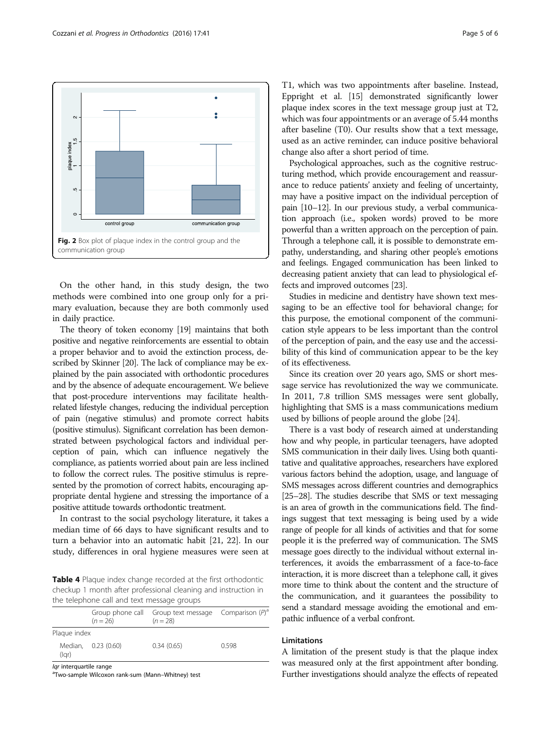Fig. 2 Box plot of plaque index in the control group and the communication group

On the other hand, in this study design, the two methods were combined into one group only for a primary evaluation, because they are both commonly used in daily practice.

The theory of token economy [19] maintains that both positive and negative reinforcements are essential to obtain a proper behavior and to avoid the extinction process, described by Skinner [20]. The lack of compliance may be explained by the pain associated with orthodontic procedures and by the absence of adequate encouragement. We believe that post-procedure interventions may facilitate health-related lifestyle changes, reducing the individual perception of pain (negative stimulus) and promote correct habits (positive stimulus). Significant correlation has been demonstrated between psychological factors and individual perception of pain, which can influence negatively the compliance, as patients worried about pain are less inclined to follow the correct rules. The positive stimulus is represented by the promotion of correct habits, encouraging appropriate dental hygiene and stressing the importance of a positive attitude towards orthodontic treatment.

In contrast to the social psychology literature, it takes a median time of 66 days to have significant results and to turn a behavior into an automatic habit [21, 22]. In our study, differences in oral hygiene measures were seen at T1, which was two appointments after baseline. Instead, Eppright et al. [15] demonstrated significantly lower plaque index scores in the text message group just at T2, which was four appointments or an average of 5.44 months after baseline (T0). Our results show that a text message, used as an active reminder, can induce positive behavioral change also after a short period of time.

**Table 4** Plaque index change recorded at the first orthodontic checkup 1 month after professional cleaning and instruction in the telephone call and text message groups

| | Group phone call ($n = 26$) | Group text message ($n = 28$) | Comparison ($P$)[a] |
|---|---|---|---|
| Plaque index | | | |
| Median, (Iqr) | 0.23 (0.60) | 0.34 (0.65) | 0.598 |

*Iqr* interquartile range
[a]Two-sample Wilcoxon rank-sum (Mann–Whitney) test

Psychological approaches, such as the cognitive restructuring method, which provide encouragement and reassurance to reduce patients' anxiety and feeling of uncertainty, may have a positive impact on the individual perception of pain [10–12]. In our previous study, a verbal communication approach (i.e., spoken words) proved to be more powerful than a written approach on the perception of pain. Through a telephone call, it is possible to demonstrate empathy, understanding, and sharing other people's emotions and feelings. Engaged communication has been linked to decreasing patient anxiety that can lead to physiological effects and improved outcomes [23].

Studies in medicine and dentistry have shown text messaging to be an effective tool for behavioral change; for this purpose, the emotional component of the communication style appears to be less important than the control of the perception of pain, and the easy use and the accessibility of this kind of communication appear to be the key of its effectiveness.

Since its creation over 20 years ago, SMS or short message service has revolutionized the way we communicate. In 2011, 7.8 trillion SMS messages were sent globally, highlighting that SMS is a mass communications medium used by billions of people around the globe [24].

There is a vast body of research aimed at understanding how and why people, in particular teenagers, have adopted SMS communication in their daily lives. Using both quantitative and qualitative approaches, researchers have explored various factors behind the adoption, usage, and language of SMS messages across different countries and demographics [25–28]. The studies describe that SMS or text messaging is an area of growth in the communications field. The findings suggest that text messaging is being used by a wide range of people for all kinds of activities and that for some people it is the preferred way of communication. The SMS message goes directly to the individual without external interferences, it avoids the embarrassment of a face-to-face interaction, it is more discreet than a telephone call, it gives more time to think about the content and the structure of the communication, and it guarantees the possibility to send a standard message avoiding the emotional and empathic influence of a verbal confront.

## Limitations

A limitation of the present study is that the plaque index was measured only at the first appointment after bonding. Further investigations should analyze the effects of repeated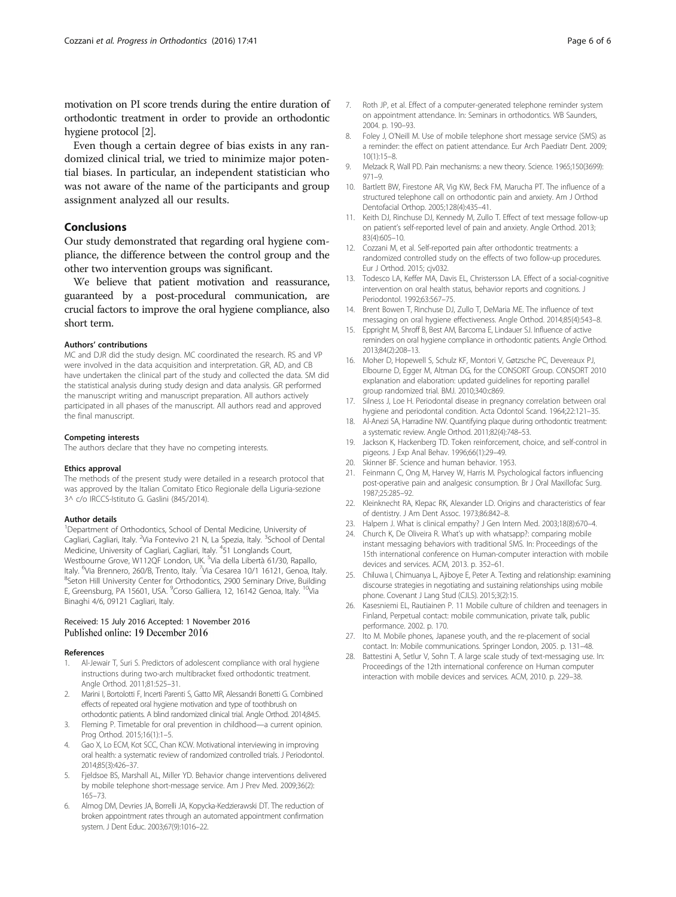motivation on PI score trends during the entire duration of orthodontic treatment in order to provide an orthodontic hygiene protocol [2].

Even though a certain degree of bias exists in any randomized clinical trial, we tried to minimize major potential biases. In particular, an independent statistician who was not aware of the name of the participants and group assignment analyzed all our results.

## Conclusions

Our study demonstrated that regarding oral hygiene compliance, the difference between the control group and the other two intervention groups was significant.

We believe that patient motivation and reassurance, guaranteed by a post-procedural communication, are crucial factors to improve the oral hygiene compliance, also short term.

#### Authors' contributions

MC and DJR did the study design. MC coordinated the research. RS and VP were involved in the data acquisition and interpretation. GR, AD, and CB have undertaken the clinical part of the study and collected the data. SM did the statistical analysis during study design and data analysis. GR performed the manuscript writing and manuscript preparation. All authors actively participated in all phases of the manuscript. All authors read and approved the final manuscript.

#### Competing interests

The authors declare that they have no competing interests.

#### Ethics approval

The methods of the present study were detailed in a research protocol that was approved by the Italian Comitato Etico Regionale della Liguria-sezione 3^ c/o IRCCS-Istituto G. Gaslini (845/2014).

#### Author details

[1]Department of Orthodontics, School of Dental Medicine, University of Cagliari, Cagliari, Italy. [2]Via Fontevivo 21 N, La Spezia, Italy. [3]School of Dental Medicine, University of Cagliari, Cagliari, Italy. [4]51 Longlands Court, Westbourne Grove, W112QF London, UK. [5]Via della Libertà 61/30, Rapallo, Italy. [6]Via Brennero, 260/B, Trento, Italy. [7]Via Cesarea 10/1 16121, Genoa, Italy. [8]Seton Hill University Center for Orthodontics, 2900 Seminary Drive, Building E, Greensburg, PA 15601, USA. [9]Corso Galliera, 12, 16142 Genoa, Italy. [10]Via Binaghi 4/6, 09121 Cagliari, Italy.

Received: 15 July 2016 Accepted: 1 November 2016
Published online: 19 December 2016

#### References

1. Al-Jewair T, Suri S. Predictors of adolescent compliance with oral hygiene instructions during two-arch multibracket fixed orthodontic treatment. Angle Orthod. 2011;81:525–31.
2. Marini I, Bortolotti F, Incerti Parenti S, Gatto MR, Alessandri Bonetti G. Combined effects of repeated oral hygiene motivation and type of toothbrush on orthodontic patients. A blind randomized clinical trial. Angle Orthod. 2014;84:5.
3. Fleming P. Timetable for oral prevention in childhood—a current opinion. Prog Orthod. 2015;16(1):1–5.
4. Gao X, Lo ECM, Kot SCC, Chan KCW. Motivational interviewing in improving oral health: a systematic review of randomized controlled trials. J Periodontol. 2014;85(3):426–37.
5. Fjeldsoe BS, Marshall AL, Miller YD. Behavior change interventions delivered by mobile telephone short-message service. Am J Prev Med. 2009;36(2): 165–73.
6. Almog DM, Devries JA, Borrelli JA, Kopycka-Kedzierawski DT. The reduction of broken appointment rates through an automated appointment confirmation system. J Dent Educ. 2003;67(9):1016–22.
7. Roth JP, et al. Effect of a computer-generated telephone reminder system on appointment attendance. In: Seminars in orthodontics. WB Saunders, 2004. p. 190–93.
8. Foley J, O'Neill M. Use of mobile telephone short message service (SMS) as a reminder: the effect on patient attendance. Eur Arch Paediatr Dent. 2009; 10(1):15–8.
9. Melzack R, Wall PD. Pain mechanisms: a new theory. Science. 1965;150(3699): 971–9.
10. Bartlett BW, Firestone AR, Vig KW, Beck FM, Marucha PT. The influence of a structured telephone call on orthodontic pain and anxiety. Am J Orthod Dentofacial Orthop. 2005;128(4):435–41.
11. Keith DJ, Rinchuse DJ, Kennedy M, Zullo T. Effect of text message follow-up on patient's self-reported level of pain and anxiety. Angle Orthod. 2013; 83(4):605–10.
12. Cozzani M, et al. Self-reported pain after orthodontic treatments: a randomized controlled study on the effects of two follow-up procedures. Eur J Orthod. 2015; cjv032.
13. Todesco LA, Keffer MA, Davis EL, Christersson LA. Effect of a social-cognitive intervention on oral health status, behavior reports and cognitions. J Periodontol. 1992;63:567–75.
14. Brent Bowen T, Rinchuse DJ, Zullo T, DeMaria ME. The influence of text messaging on oral hygiene effectiveness. Angle Orthod. 2014;85(4):543–8.
15. Eppright M, Shroff B, Best AM, Barcoma E, Lindauer SJ. Influence of active reminders on oral hygiene compliance in orthodontic patients. Angle Orthod. 2013;84(2):208–13.
16. Moher D, Hopewell S, Schulz KF, Montori V, Gøtzsche PC, Devereaux PJ, Elbourne D, Egger M, Altman DG, for the CONSORT Group. CONSORT 2010 explanation and elaboration: updated guidelines for reporting parallel group randomized trial. BMJ. 2010;340:c869.
17. Silness J, Loe H. Periodontal disease in pregnancy correlation between oral hygiene and periodontal condition. Acta Odontol Scand. 1964;22:121–35.
18. Al-Anezi SA, Harradine NW. Quantifying plaque during orthodontic treatment: a systematic review. Angle Orthod. 2011;82(4):748–53.
19. Jackson K, Hackenberg TD. Token reinforcement, choice, and self-control in pigeons. J Exp Anal Behav. 1996;66(1):29–49.
20. Skinner BF. Science and human behavior. 1953.
21. Feinmann C, Ong M, Harvey W, Harris M. Psychological factors influencing post-operative pain and analgesic consumption. Br J Oral Maxillofac Surg. 1987;25:285–92.
22. Kleinknecht RA, Klepac RK, Alexander LD. Origins and characteristics of fear of dentistry. J Am Dent Assoc. 1973;86:842–8.
23. Halpern J. What is clinical empathy? J Gen Intern Med. 2003;18(8):670–4.
24. Church K, De Oliveira R. What's up with whatsapp?: comparing mobile instant messaging behaviors with traditional SMS. In: Proceedings of the 15th international conference on Human-computer interaction with mobile devices and services. ACM, 2013. p. 352–61.
25. Chiluwa I, Chimuanya L, Ajiboye E, Peter A. Texting and relationship: examining discourse strategies in negotiating and sustaining relationships using mobile phone. Covenant J Lang Stud (CJLS). 2015;3(2):15.
26. Kasesniemi EL, Rautiainen P. 11 Mobile culture of children and teenagers in Finland, Perpetual contact: mobile communication, private talk, public performance. 2002. p. 170.
27. Ito M. Mobile phones, Japanese youth, and the re-placement of social contact. In: Mobile communications. Springer London, 2005. p. 131–48.
28. Battestini A, Setlur V, Sohn T. A large scale study of text-messaging use. In: Proceedings of the 12th international conference on Human computer interaction with mobile devices and services. ACM, 2010. p. 229–38.